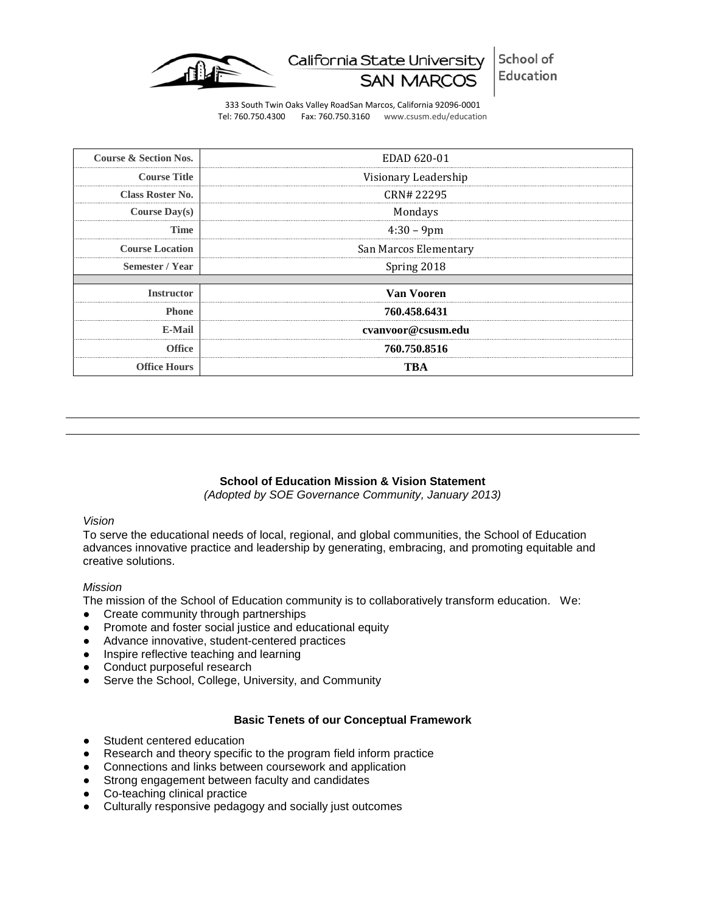California State University SAN MARCOS | School of Education

333 South Twin Oaks Valley RoadSan Marcos, California 92096-0001
Tel: 760.750.4300 Fax: 760.750.3160 www.csusm.edu/education

| | |
|---|---|
| **Course & Section Nos.** | EDAD 620-01 |
| **Course Title** | Visionary Leadership |
| **Class Roster No.** | CRN# 22295 |
| **Course Day(s)** | Mondays |
| **Time** | 4:30 – 9pm |
| **Course Location** | San Marcos Elementary |
| **Semester / Year** | Spring 2018 |
| | |
| **Instructor** | **Van Vooren** |
| **Phone** | **760.458.6431** |
| **E-Mail** | **cvanvoor@csusm.edu** |
| **Office** | **760.750.8516** |
| **Office Hours** | **TBA** |

### School of Education Mission & Vision Statement

*(Adopted by SOE Governance Community, January 2013)*

*Vision*

To serve the educational needs of local, regional, and global communities, the School of Education advances innovative practice and leadership by generating, embracing, and promoting equitable and creative solutions.

*Mission*

The mission of the School of Education community is to collaboratively transform education. We:

- Create community through partnerships
- Promote and foster social justice and educational equity
- Advance innovative, student-centered practices
- Inspire reflective teaching and learning
- Conduct purposeful research
- Serve the School, College, University, and Community

### Basic Tenets of our Conceptual Framework

- Student centered education
- Research and theory specific to the program field inform practice
- Connections and links between coursework and application
- Strong engagement between faculty and candidates
- Co-teaching clinical practice
- Culturally responsive pedagogy and socially just outcomes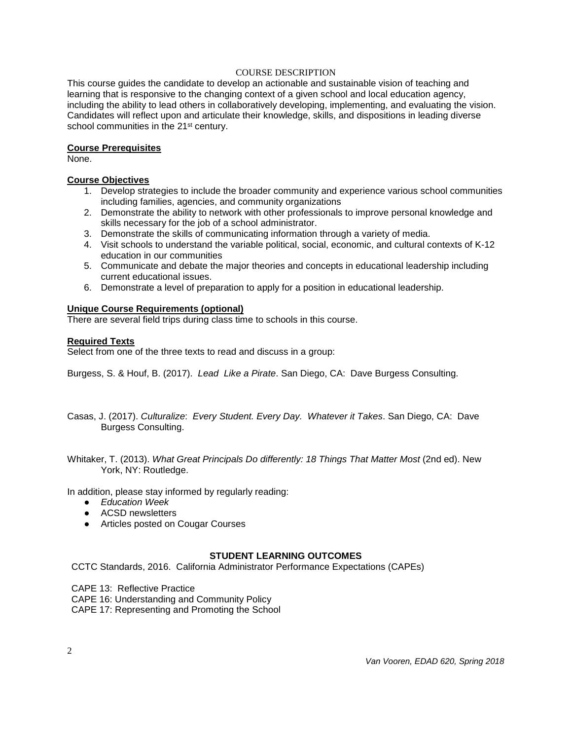## COURSE DESCRIPTION

This course guides the candidate to develop an actionable and sustainable vision of teaching and learning that is responsive to the changing context of a given school and local education agency, including the ability to lead others in collaboratively developing, implementing, and evaluating the vision. Candidates will reflect upon and articulate their knowledge, skills, and dispositions in leading diverse school communities in the 21st century.

### Course Prerequisites

None.

### Course Objectives

1. Develop strategies to include the broader community and experience various school communities including families, agencies, and community organizations
2. Demonstrate the ability to network with other professionals to improve personal knowledge and skills necessary for the job of a school administrator.
3. Demonstrate the skills of communicating information through a variety of media.
4. Visit schools to understand the variable political, social, economic, and cultural contexts of K-12 education in our communities
5. Communicate and debate the major theories and concepts in educational leadership including current educational issues.
6. Demonstrate a level of preparation to apply for a position in educational leadership.

### Unique Course Requirements (optional)

There are several field trips during class time to schools in this course.

### Required Texts

Select from one of the three texts to read and discuss in a group:

Burgess, S. & Houf, B. (2017). *Lead Like a Pirate*. San Diego, CA: Dave Burgess Consulting.

Casas, J. (2017). *Culturalize*: *Every Student. Every Day. Whatever it Takes*. San Diego, CA: Dave Burgess Consulting.

Whitaker, T. (2013). *What Great Principals Do differently: 18 Things That Matter Most* (2nd ed). New York, NY: Routledge.

In addition, please stay informed by regularly reading:

- *Education Week*
- ACSD newsletters
- Articles posted on Cougar Courses

## STUDENT LEARNING OUTCOMES

CCTC Standards, 2016. California Administrator Performance Expectations (CAPEs)

CAPE 13: Reflective Practice
CAPE 16: Understanding and Community Policy
CAPE 17: Representing and Promoting the School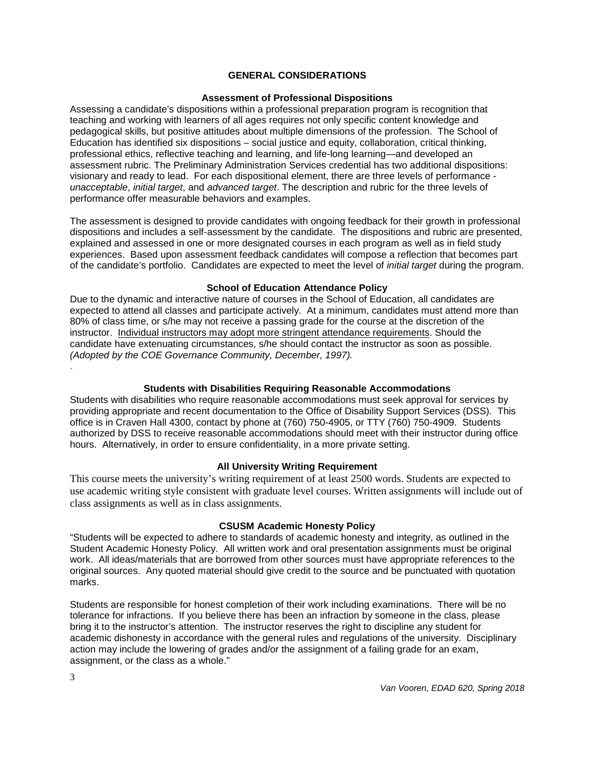## GENERAL CONSIDERATIONS

### Assessment of Professional Dispositions

Assessing a candidate's dispositions within a professional preparation program is recognition that teaching and working with learners of all ages requires not only specific content knowledge and pedagogical skills, but positive attitudes about multiple dimensions of the profession. The School of Education has identified six dispositions – social justice and equity, collaboration, critical thinking, professional ethics, reflective teaching and learning, and life-long learning—and developed an assessment rubric. The Preliminary Administration Services credential has two additional dispositions: visionary and ready to lead. For each dispositional element, there are three levels of performance - *unacceptable*, *initial target*, and *advanced target*. The description and rubric for the three levels of performance offer measurable behaviors and examples.

The assessment is designed to provide candidates with ongoing feedback for their growth in professional dispositions and includes a self-assessment by the candidate. The dispositions and rubric are presented, explained and assessed in one or more designated courses in each program as well as in field study experiences. Based upon assessment feedback candidates will compose a reflection that becomes part of the candidate's portfolio. Candidates are expected to meet the level of *initial target* during the program.

### School of Education Attendance Policy

Due to the dynamic and interactive nature of courses in the School of Education, all candidates are expected to attend all classes and participate actively. At a minimum, candidates must attend more than 80% of class time, or s/he may not receive a passing grade for the course at the discretion of the instructor. Individual instructors may adopt more stringent attendance requirements. Should the candidate have extenuating circumstances, s/he should contact the instructor as soon as possible. *(Adopted by the COE Governance Community, December, 1997).*

.

### Students with Disabilities Requiring Reasonable Accommodations

Students with disabilities who require reasonable accommodations must seek approval for services by providing appropriate and recent documentation to the Office of Disability Support Services (DSS). This office is in Craven Hall 4300, contact by phone at (760) 750-4905, or TTY (760) 750-4909. Students authorized by DSS to receive reasonable accommodations should meet with their instructor during office hours. Alternatively, in order to ensure confidentiality, in a more private setting.

### All University Writing Requirement

This course meets the university's writing requirement of at least 2500 words. Students are expected to use academic writing style consistent with graduate level courses. Written assignments will include out of class assignments as well as in class assignments.

### CSUSM Academic Honesty Policy

"Students will be expected to adhere to standards of academic honesty and integrity, as outlined in the Student Academic Honesty Policy. All written work and oral presentation assignments must be original work. All ideas/materials that are borrowed from other sources must have appropriate references to the original sources. Any quoted material should give credit to the source and be punctuated with quotation marks.

Students are responsible for honest completion of their work including examinations. There will be no tolerance for infractions. If you believe there has been an infraction by someone in the class, please bring it to the instructor's attention. The instructor reserves the right to discipline any student for academic dishonesty in accordance with the general rules and regulations of the university. Disciplinary action may include the lowering of grades and/or the assignment of a failing grade for an exam, assignment, or the class as a whole."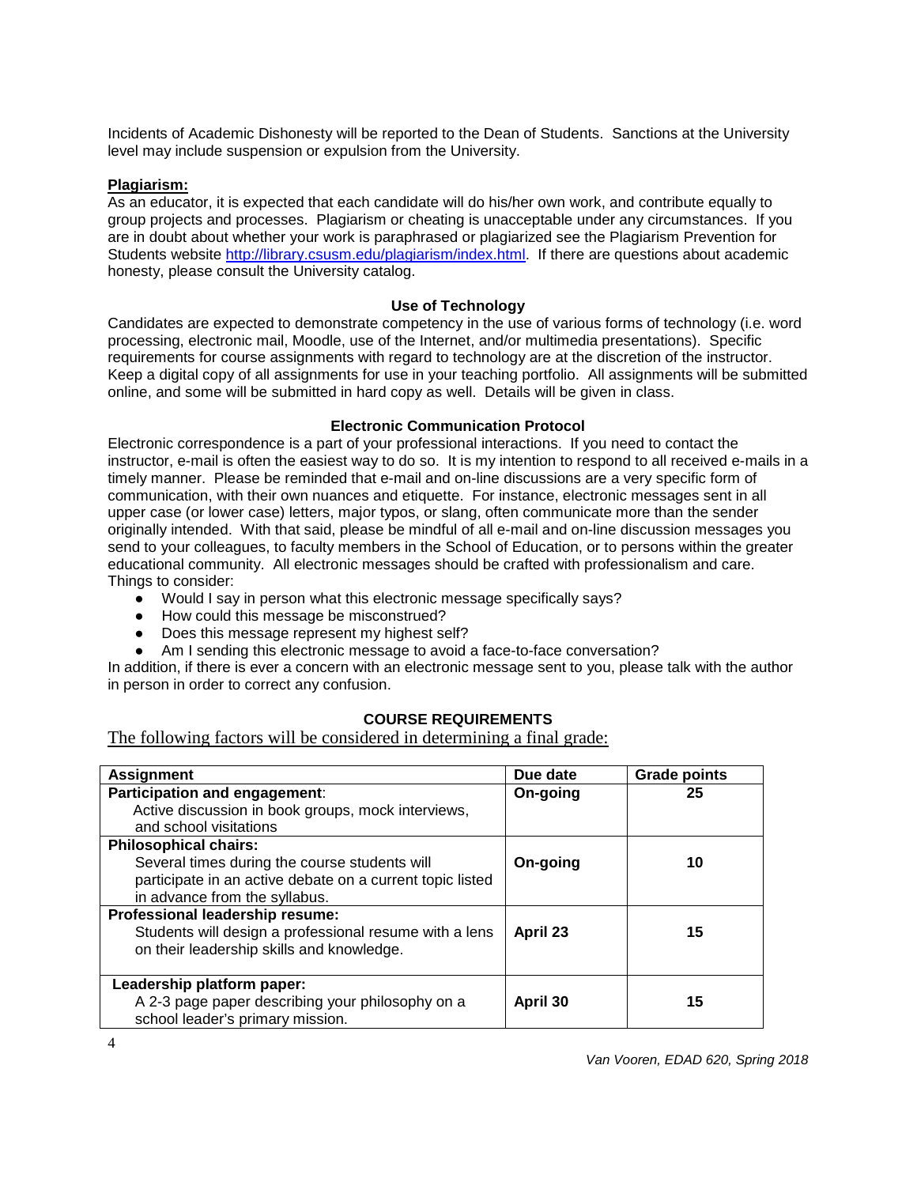Incidents of Academic Dishonesty will be reported to the Dean of Students. Sanctions at the University level may include suspension or expulsion from the University.

**Plagiarism:**

As an educator, it is expected that each candidate will do his/her own work, and contribute equally to group projects and processes. Plagiarism or cheating is unacceptable under any circumstances. If you are in doubt about whether your work is paraphrased or plagiarized see the Plagiarism Prevention for Students website http://library.csusm.edu/plagiarism/index.html. If there are questions about academic honesty, please consult the University catalog.

### Use of Technology

Candidates are expected to demonstrate competency in the use of various forms of technology (i.e. word processing, electronic mail, Moodle, use of the Internet, and/or multimedia presentations). Specific requirements for course assignments with regard to technology are at the discretion of the instructor. Keep a digital copy of all assignments for use in your teaching portfolio. All assignments will be submitted online, and some will be submitted in hard copy as well. Details will be given in class.

### Electronic Communication Protocol

Electronic correspondence is a part of your professional interactions. If you need to contact the instructor, e-mail is often the easiest way to do so. It is my intention to respond to all received e-mails in a timely manner. Please be reminded that e-mail and on-line discussions are a very specific form of communication, with their own nuances and etiquette. For instance, electronic messages sent in all upper case (or lower case) letters, major typos, or slang, often communicate more than the sender originally intended. With that said, please be mindful of all e-mail and on-line discussion messages you send to your colleagues, to faculty members in the School of Education, or to persons within the greater educational community. All electronic messages should be crafted with professionalism and care.
Things to consider:

- Would I say in person what this electronic message specifically says?
- How could this message be misconstrued?
- Does this message represent my highest self?
- Am I sending this electronic message to avoid a face-to-face conversation?

In addition, if there is ever a concern with an electronic message sent to you, please talk with the author in person in order to correct any confusion.

## COURSE REQUIREMENTS

The following factors will be considered in determining a final grade:

| Assignment | Due date | Grade points |
|---|---|---|
| **Participation and engagement**: Active discussion in book groups, mock interviews, and school visitations | **On-going** | **25** |
| **Philosophical chairs:** Several times during the course students will participate in an active debate on a current topic listed in advance from the syllabus. | **On-going** | **10** |
| **Professional leadership resume:** Students will design a professional resume with a lens on their leadership skills and knowledge. | **April 23** | **15** |
| **Leadership platform paper:** A 2-3 page paper describing your philosophy on a school leader's primary mission. | **April 30** | **15** |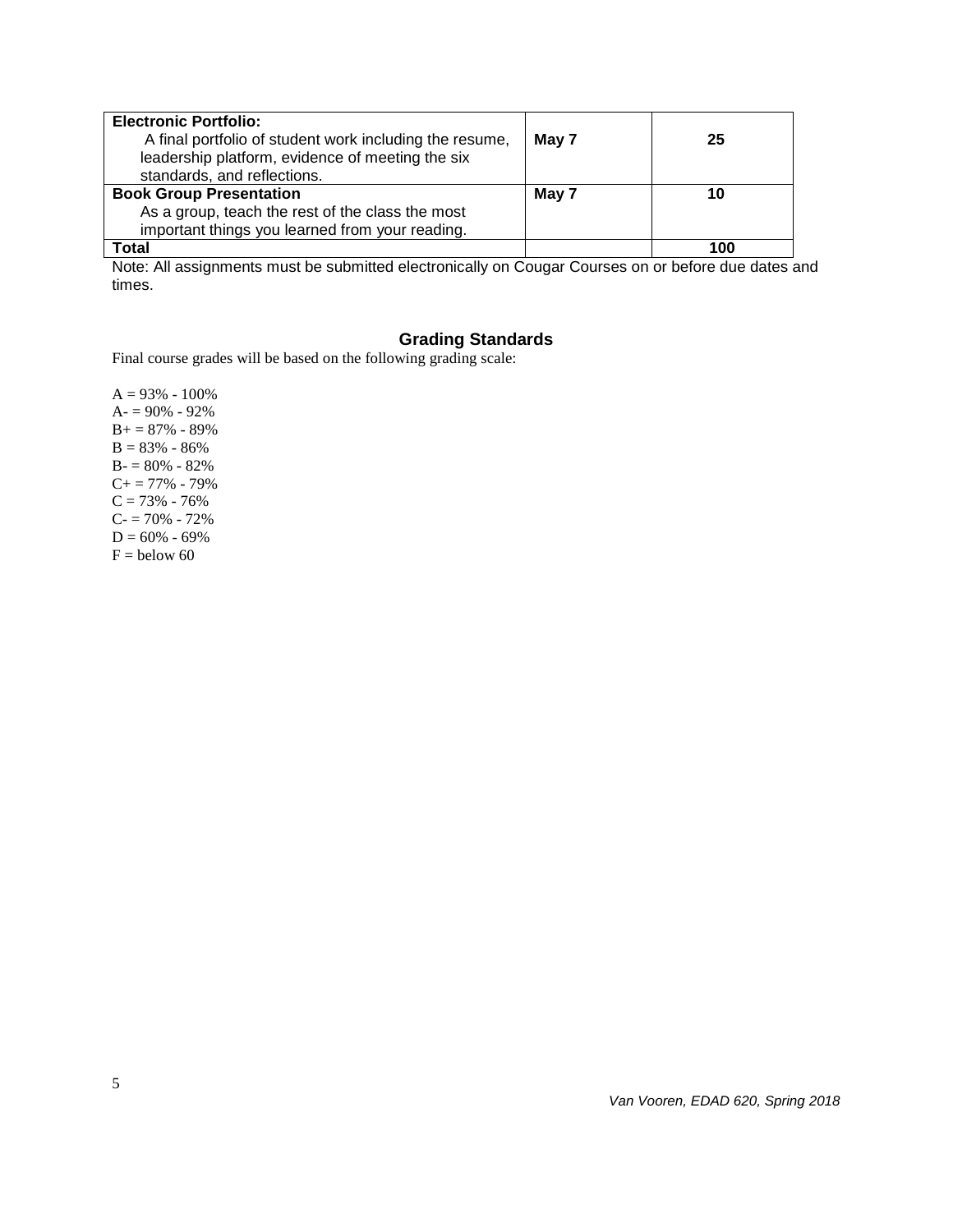| **Electronic Portfolio:** A final portfolio of student work including the resume, leadership platform, evidence of meeting the six standards, and reflections. | **May 7** | **25** |
|---|---|---|
| **Book Group Presentation** As a group, teach the rest of the class the most important things you learned from your reading. | **May 7** | **10** |
| **Total** | | **100** |

Note: All assignments must be submitted electronically on Cougar Courses on or before due dates and times.

## Grading Standards

Final course grades will be based on the following grading scale:

A = 93% - 100%
A- = 90% - 92%
B+ = 87% - 89%
B = 83% - 86%
B- = 80% - 82%
C+ = 77% - 79%
C = 73% - 76%
C- = 70% - 72%
D = 60% - 69%
F = below 60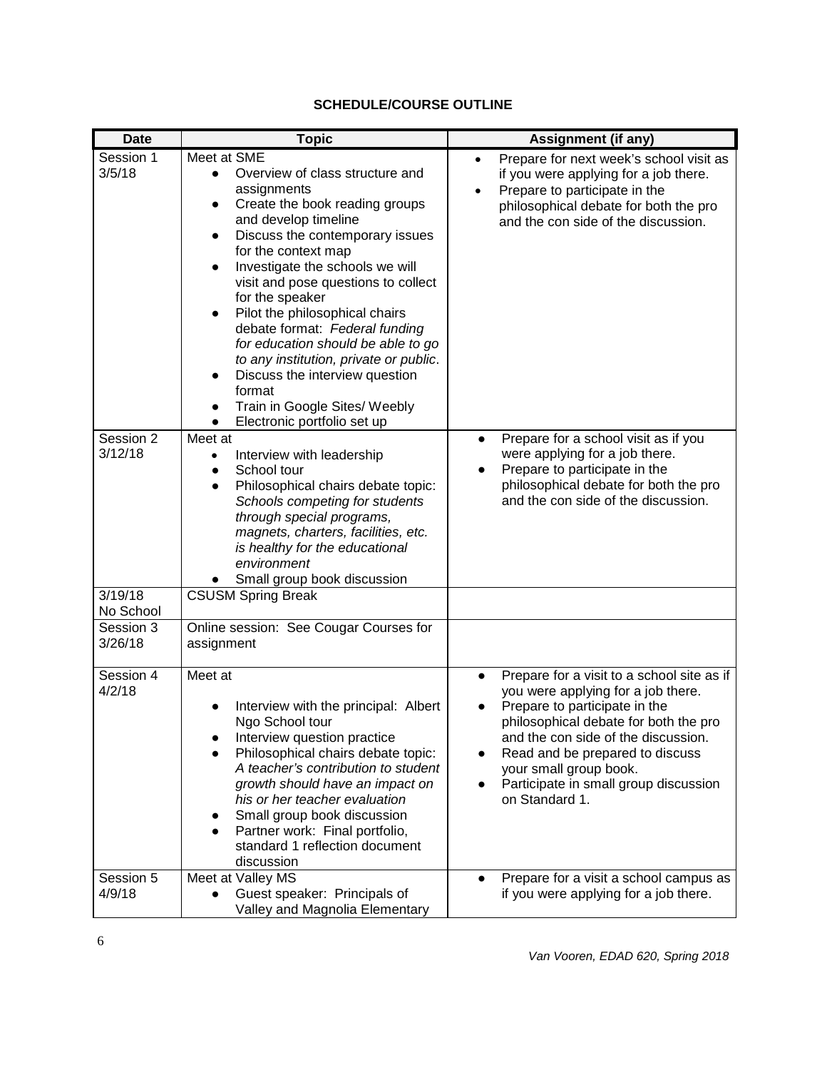**SCHEDULE/COURSE OUTLINE**

| Date | Topic | Assignment (if any) |
|---|---|---|
| Session 1 3/5/18 | Meet at SME<br>● Overview of class structure and assignments<br>● Create the book reading groups and develop timeline<br>● Discuss the contemporary issues for the context map<br>● Investigate the schools we will visit and pose questions to collect for the speaker<br>● Pilot the philosophical chairs debate format: *Federal funding for education should be able to go to any institution, private or public*.<br>● Discuss the interview question format<br>● Train in Google Sites/ Weebly<br>● Electronic portfolio set up | • Prepare for next week's school visit as if you were applying for a job there.<br>• Prepare to participate in the philosophical debate for both the pro and the con side of the discussion. |
| Session 2 3/12/18 | Meet at<br>• Interview with leadership<br>● School tour<br>● Philosophical chairs debate topic: *Schools competing for students through special programs, magnets, charters, facilities, etc. is healthy for the educational environment*<br>● Small group book discussion | ● Prepare for a school visit as if you were applying for a job there.<br>● Prepare to participate in the philosophical debate for both the pro and the con side of the discussion. |
| 3/19/18 No School | CSUSM Spring Break | |
| Session 3 3/26/18 | Online session: See Cougar Courses for assignment | |
| Session 4 4/2/18 | Meet at<br>● Interview with the principal: Albert Ngo School tour<br>● Interview question practice<br>● Philosophical chairs debate topic: *A teacher's contribution to student growth should have an impact on his or her teacher evaluation*<br>● Small group book discussion<br>● Partner work: Final portfolio, standard 1 reflection document discussion | ● Prepare for a visit to a school site as if you were applying for a job there.<br>● Prepare to participate in the philosophical debate for both the pro and the con side of the discussion.<br>● Read and be prepared to discuss your small group book.<br>● Participate in small group discussion on Standard 1. |
| Session 5 4/9/18 | Meet at Valley MS<br>● Guest speaker: Principals of Valley and Magnolia Elementary | ● Prepare for a visit a school campus as if you were applying for a job there. |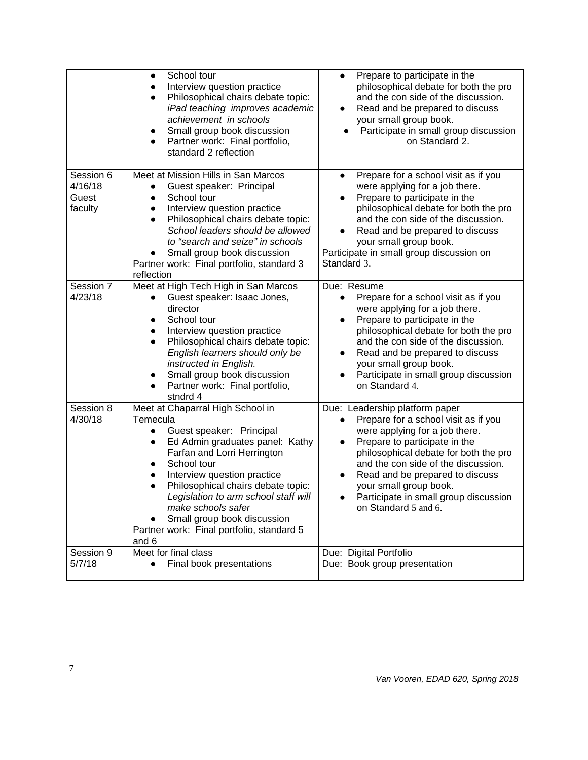| | | |
|---|---|---|
| | • School tour<br>• Interview question practice<br>• Philosophical chairs debate topic: *iPad teaching improves academic achievement in schools*<br>• Small group book discussion<br>• Partner work: Final portfolio, standard 2 reflection | • Prepare to participate in the philosophical debate for both the pro and the con side of the discussion.<br>• Read and be prepared to discuss your small group book.<br>• Participate in small group discussion on Standard 2. |
| Session 6<br>4/16/18<br>Guest faculty | Meet at Mission Hills in San Marcos<br>• Guest speaker: Principal<br>• School tour<br>• Interview question practice<br>• Philosophical chairs debate topic: *School leaders should be allowed to "search and seize" in schools*<br>• Small group book discussion<br>Partner work: Final portfolio, standard 3 reflection | • Prepare for a school visit as if you were applying for a job there.<br>• Prepare to participate in the philosophical debate for both the pro and the con side of the discussion.<br>• Read and be prepared to discuss your small group book.<br>Participate in small group discussion on Standard 3. |
| Session 7<br>4/23/18 | Meet at High Tech High in San Marcos<br>• Guest speaker: Isaac Jones, director<br>• School tour<br>• Interview question practice<br>• Philosophical chairs debate topic: *English learners should only be instructed in English.*<br>• Small group book discussion<br>• Partner work: Final portfolio, stndrd 4 | Due: Resume<br>• Prepare for a school visit as if you were applying for a job there.<br>• Prepare to participate in the philosophical debate for both the pro and the con side of the discussion.<br>• Read and be prepared to discuss your small group book.<br>• Participate in small group discussion on Standard 4. |
| Session 8<br>4/30/18 | Meet at Chaparral High School in Temecula<br>• Guest speaker: Principal<br>• Ed Admin graduates panel: Kathy Farfan and Lorri Herrington<br>• School tour<br>• Interview question practice<br>• Philosophical chairs debate topic: *Legislation to arm school staff will make schools safer*<br>• Small group book discussion<br>Partner work: Final portfolio, standard 5 and 6 | Due: Leadership platform paper<br>• Prepare for a school visit as if you were applying for a job there.<br>• Prepare to participate in the philosophical debate for both the pro and the con side of the discussion.<br>• Read and be prepared to discuss your small group book.<br>• Participate in small group discussion on Standard 5 and 6. |
| Session 9<br>5/7/18 | Meet for final class<br>• Final book presentations | Due: Digital Portfolio<br>Due: Book group presentation |